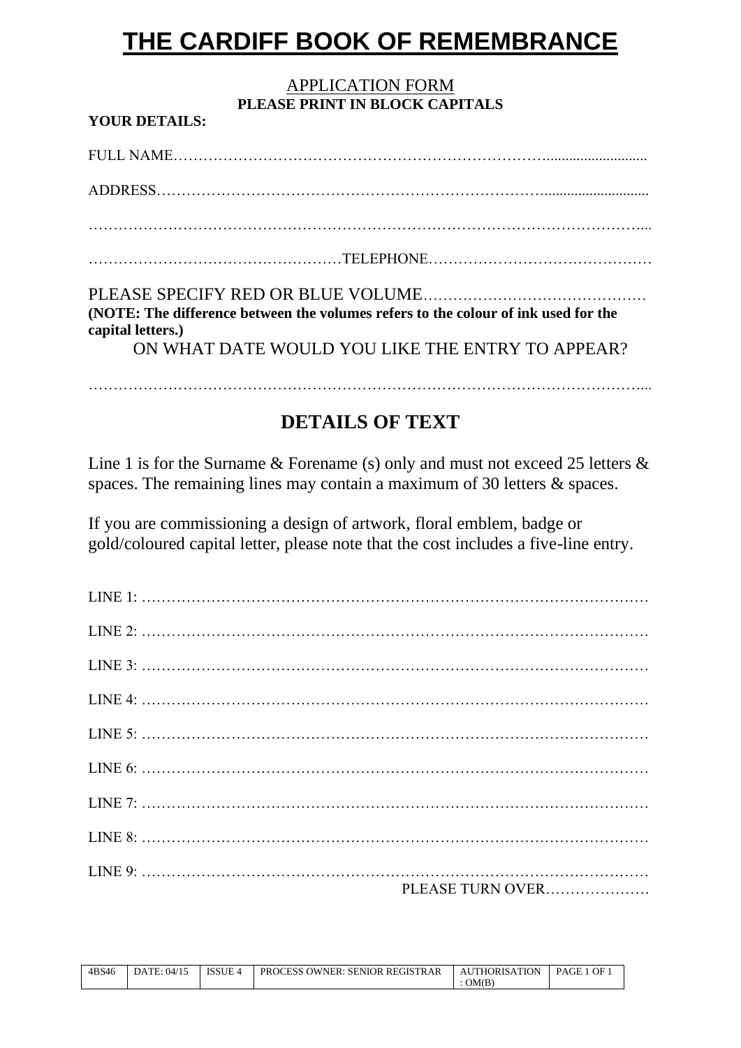# THE CARDIFF BOOK OF REMEMBRANCE

APPLICATION FORM

**PLEASE PRINT IN BLOCK CAPITALS**

**YOUR DETAILS:**

FULL NAME………………………………………………………………………………………

ADDRESS…………………………………………………………………………………………

…………………………………………………………………………………………………………

……………………………………………TELEPHONE……………………………………

PLEASE SPECIFY RED OR BLUE VOLUME……………………………………

**(NOTE: The difference between the volumes refers to the colour of ink used for the capital letters.)**

ON WHAT DATE WOULD YOU LIKE THE ENTRY TO APPEAR?

…………………………………………………………………………………………………………

## DETAILS OF TEXT

Line 1 is for the Surname & Forename (s) only and must not exceed 25 letters & spaces. The remaining lines may contain a maximum of 30 letters & spaces.

If you are commissioning a design of artwork, floral emblem, badge or gold/coloured capital letter, please note that the cost includes a five-line entry.

LINE 1: ………………………………………………………………………………………

LINE 2: ………………………………………………………………………………………

LINE 3: ………………………………………………………………………………………

LINE 4: ………………………………………………………………………………………

LINE 5: ………………………………………………………………………………………

LINE 6: ………………………………………………………………………………………

LINE 7: ………………………………………………………………………………………

LINE 8: ………………………………………………………………………………………

LINE 9: ………………………………………………………………………………………

PLEASE TURN OVER…………………

| 4BS46 | DATE: 04/15 | ISSUE 4 | PROCESS OWNER: SENIOR REGISTRAR | AUTHORISATION : OM(B) | PAGE 1 OF 1 |
|---|---|---|---|---|---|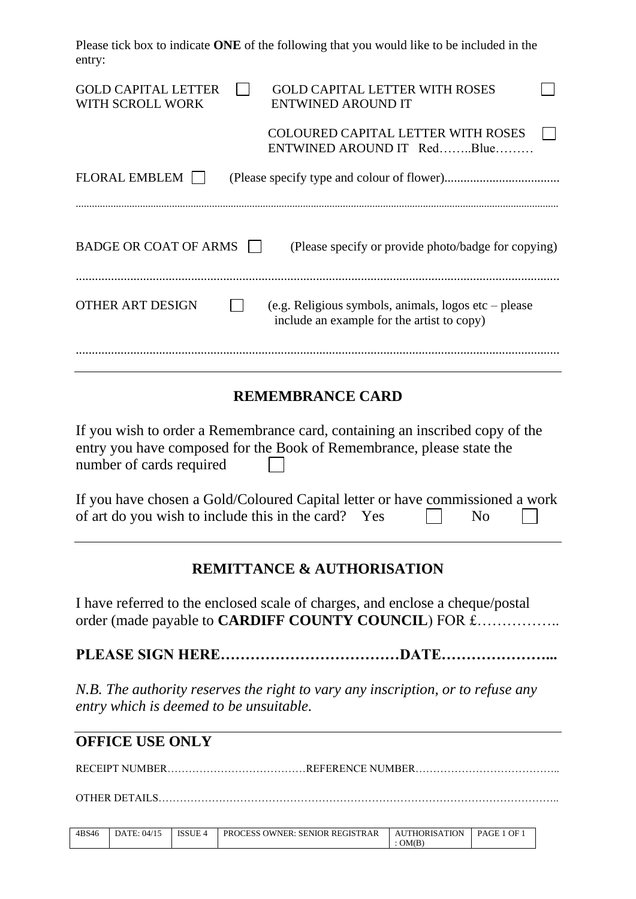Please tick box to indicate **ONE** of the following that you would like to be included in the entry:

GOLD CAPITAL LETTER WITH SCROLL WORK ☐ GOLD CAPITAL LETTER WITH ROSES ENTWINED AROUND IT ☐

COLOURED CAPITAL LETTER WITH ROSES ENTWINED AROUND IT Red……..Blue……… ☐

FLORAL EMBLEM ☐ (Please specify type and colour of flower)...................................

.............................................................................................................................................................

BADGE OR COAT OF ARMS ☐ (Please specify or provide photo/badge for copying)

.............................................................................................................................................................

OTHER ART DESIGN ☐ (e.g. Religious symbols, animals, logos etc – please include an example for the artist to copy)

.............................................................................................................................................................

## REMEMBRANCE CARD

If you wish to order a Remembrance card, containing an inscribed copy of the entry you have composed for the Book of Remembrance, please state the number of cards required ☐

If you have chosen a Gold/Coloured Capital letter or have commissioned a work of art do you wish to include this in the card? Yes ☐ No ☐

## REMITTANCE & AUTHORISATION

I have referred to the enclosed scale of charges, and enclose a cheque/postal order (made payable to **CARDIFF COUNTY COUNCIL**) FOR £……………..

**PLEASE SIGN HERE………………………………DATE…………………...**

*N.B. The authority reserves the right to vary any inscription, or to refuse any entry which is deemed to be unsuitable.*

## OFFICE USE ONLY

RECEIPT NUMBER…………………………………REFERENCE NUMBER………………………………..

OTHER DETAILS………………………………………………………………………………………………..

| 4BS46 | DATE: 04/15 | ISSUE 4 | PROCESS OWNER: SENIOR REGISTRAR | AUTHORISATION : OM(B) | PAGE 1 OF 1 |
|---|---|---|---|---|---|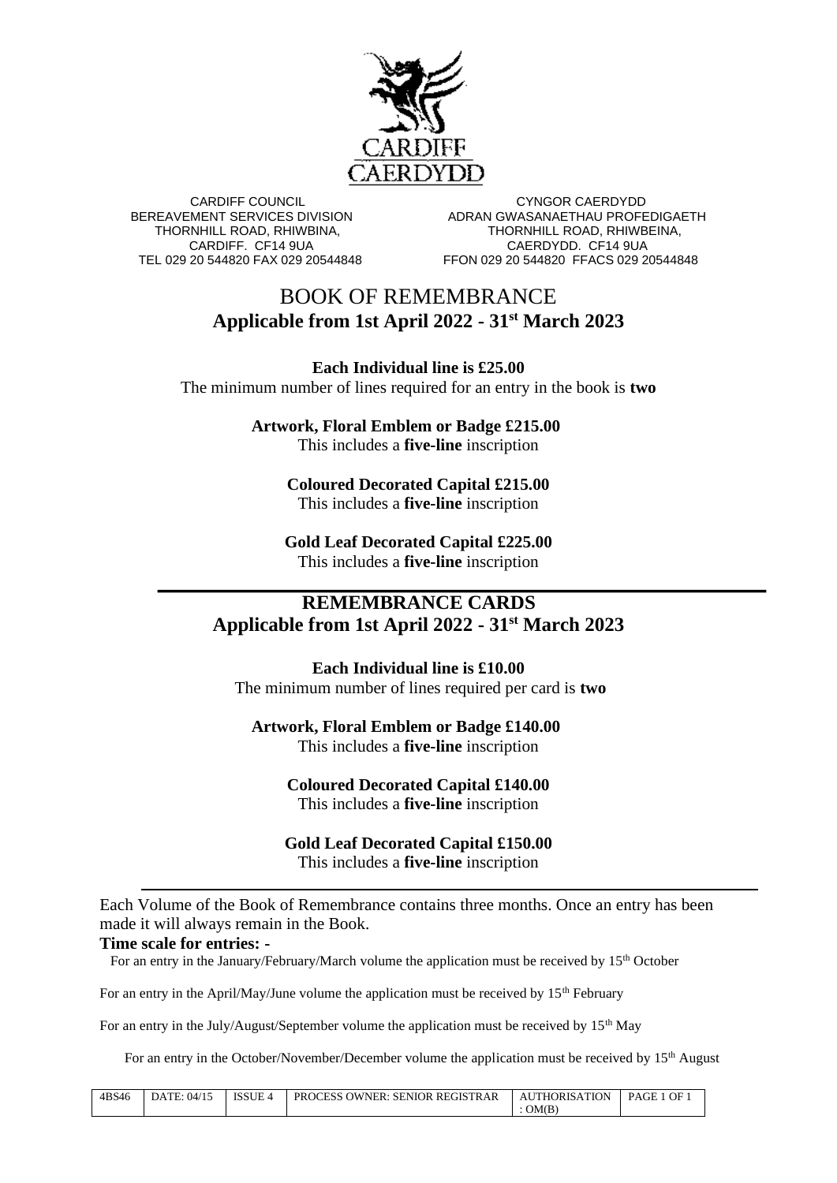CARDIFF
CAERDYDD

CARDIFF COUNCIL
BEREAVEMENT SERVICES DIVISION
THORNHILL ROAD, RHIWBINA,
CARDIFF. CF14 9UA
TEL 029 20 544820 FAX 029 20544848

CYNGOR CAERDYDD
ADRAN GWASANAETHAU PROFEDIGAETH
THORNHILL ROAD, RHIWBEINA,
CAERDYDD. CF14 9UA
FFON 029 20 544820 FFACS 029 20544848

# BOOK OF REMEMBRANCE
## Applicable from 1st April 2022 - 31st March 2023

**Each Individual line is £25.00**
The minimum number of lines required for an entry in the book is **two**

**Artwork, Floral Emblem or Badge £215.00**
This includes a **five-line** inscription

**Coloured Decorated Capital £215.00**
This includes a **five-line** inscription

**Gold Leaf Decorated Capital £225.00**
This includes a **five-line** inscription

---

# REMEMBRANCE CARDS
## Applicable from 1st April 2022 - 31st March 2023

**Each Individual line is £10.00**
The minimum number of lines required per card is **two**

**Artwork, Floral Emblem or Badge £140.00**
This includes a **five-line** inscription

**Coloured Decorated Capital £140.00**
This includes a **five-line** inscription

**Gold Leaf Decorated Capital £150.00**
This includes a **five-line** inscription

---

Each Volume of the Book of Remembrance contains three months. Once an entry has been made it will always remain in the Book.

**Time scale for entries: -**

For an entry in the January/February/March volume the application must be received by 15th October

For an entry in the April/May/June volume the application must be received by 15th February

For an entry in the July/August/September volume the application must be received by 15th May

For an entry in the October/November/December volume the application must be received by 15th August

| | | | | | |
|---|---|---|---|---|---|
| 4BS46 | DATE: 04/15 | ISSUE 4 | PROCESS OWNER: SENIOR REGISTRAR | AUTHORISATION : OM(B) | PAGE 1 OF 1 |